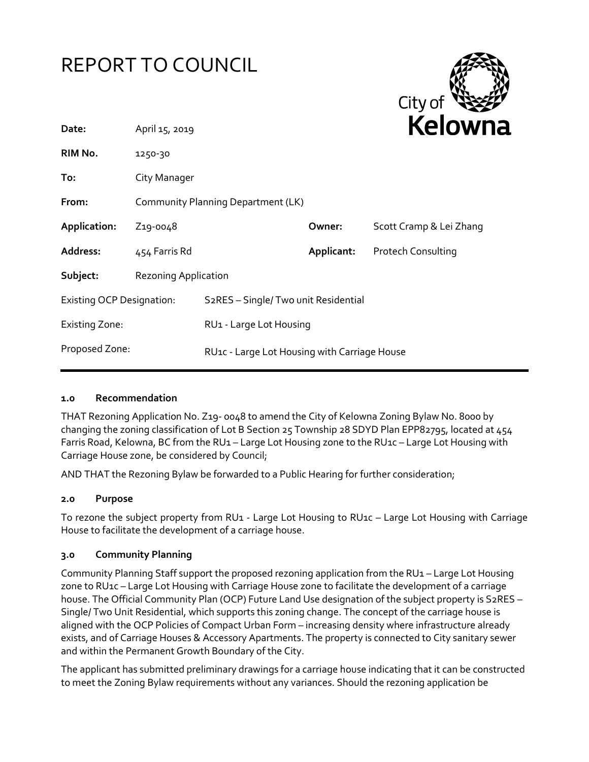# REPORT TO COUNCIL

City of Kelowna

| | | | |
|---|---|---|---|
| **Date:** | April 15, 2019 | | |
| **RIM No.** | 1250-30 | | |
| **To:** | City Manager | | |
| **From:** | Community Planning Department (LK) | | |
| **Application:** | Z19-0048 | **Owner:** | Scott Cramp & Lei Zhang |
| **Address:** | 454 Farris Rd | **Applicant:** | Protech Consulting |
| **Subject:** | Rezoning Application | | |
| Existing OCP Designation: | S2RES – Single/ Two unit Residential | | |
| Existing Zone: | RU1 - Large Lot Housing | | |
| Proposed Zone: | RU1c - Large Lot Housing with Carriage House | | |

## 1.0 Recommendation

THAT Rezoning Application No. Z19- 0048 to amend the City of Kelowna Zoning Bylaw No. 8000 by changing the zoning classification of Lot B Section 25 Township 28 SDYD Plan EPP82795, located at 454 Farris Road, Kelowna, BC from the RU1 – Large Lot Housing zone to the RU1c – Large Lot Housing with Carriage House zone, be considered by Council;

AND THAT the Rezoning Bylaw be forwarded to a Public Hearing for further consideration;

## 2.0 Purpose

To rezone the subject property from RU1 - Large Lot Housing to RU1c – Large Lot Housing with Carriage House to facilitate the development of a carriage house.

## 3.0 Community Planning

Community Planning Staff support the proposed rezoning application from the RU1 – Large Lot Housing zone to RU1c – Large Lot Housing with Carriage House zone to facilitate the development of a carriage house. The Official Community Plan (OCP) Future Land Use designation of the subject property is S2RES – Single/ Two Unit Residential, which supports this zoning change. The concept of the carriage house is aligned with the OCP Policies of Compact Urban Form – increasing density where infrastructure already exists, and of Carriage Houses & Accessory Apartments. The property is connected to City sanitary sewer and within the Permanent Growth Boundary of the City.

The applicant has submitted preliminary drawings for a carriage house indicating that it can be constructed to meet the Zoning Bylaw requirements without any variances. Should the rezoning application be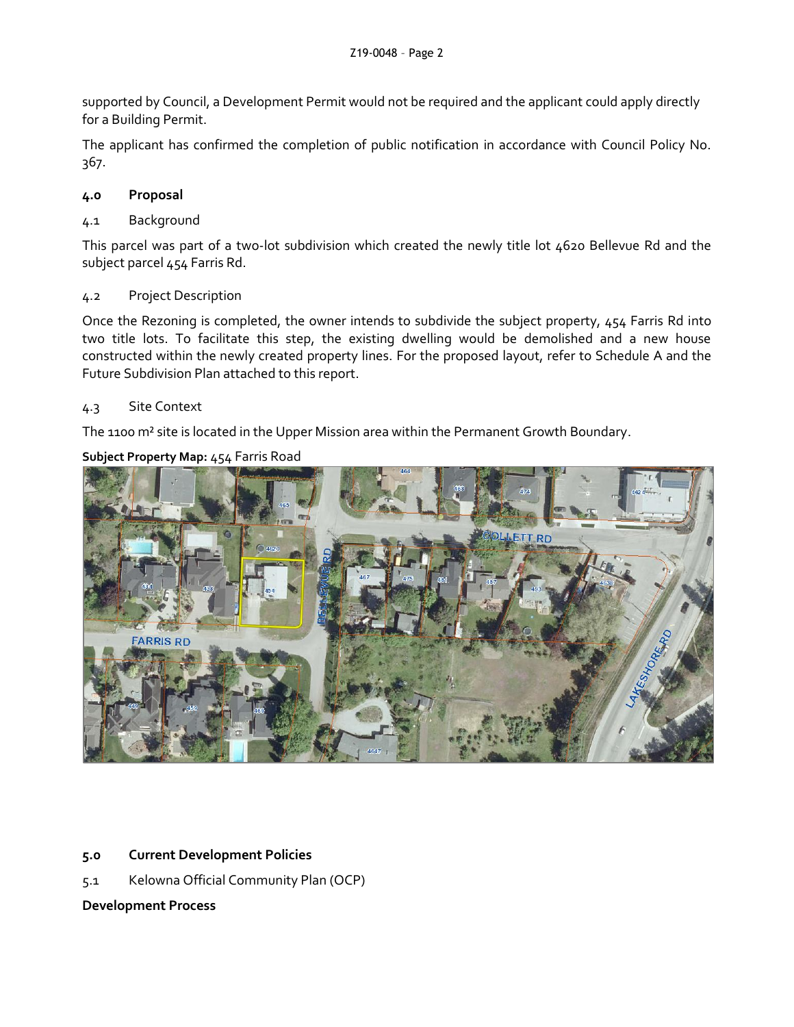supported by Council, a Development Permit would not be required and the applicant could apply directly for a Building Permit.

The applicant has confirmed the completion of public notification in accordance with Council Policy No. 367.

## 4.0 Proposal

### 4.1 Background

This parcel was part of a two-lot subdivision which created the newly title lot 4620 Bellevue Rd and the subject parcel 454 Farris Rd.

### 4.2 Project Description

Once the Rezoning is completed, the owner intends to subdivide the subject property, 454 Farris Rd into two title lots. To facilitate this step, the existing dwelling would be demolished and a new house constructed within the newly created property lines. For the proposed layout, refer to Schedule A and the Future Subdivision Plan attached to this report.

### 4.3 Site Context

The 1100 m² site is located in the Upper Mission area within the Permanent Growth Boundary.

**Subject Property Map:** 454 Farris Road

## 5.0 Current Development Policies

### 5.1 Kelowna Official Community Plan (OCP)

**Development Process**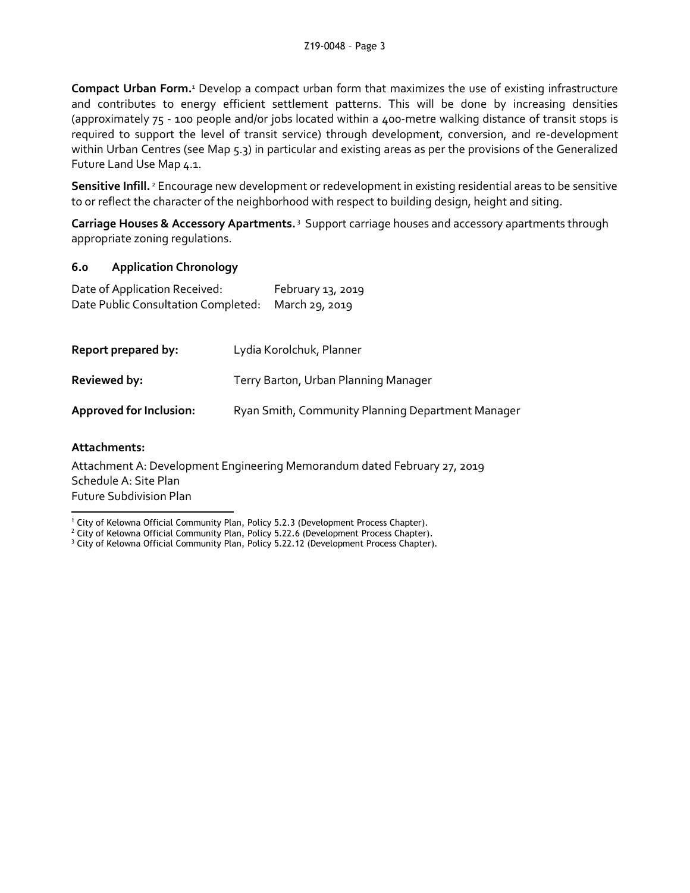**Compact Urban Form.**[1] Develop a compact urban form that maximizes the use of existing infrastructure and contributes to energy efficient settlement patterns. This will be done by increasing densities (approximately 75 - 100 people and/or jobs located within a 400-metre walking distance of transit stops is required to support the level of transit service) through development, conversion, and re-development within Urban Centres (see Map 5.3) in particular and existing areas as per the provisions of the Generalized Future Land Use Map 4.1.

**Sensitive Infill.**[2] Encourage new development or redevelopment in existing residential areas to be sensitive to or reflect the character of the neighborhood with respect to building design, height and siting.

**Carriage Houses & Accessory Apartments.**[3] Support carriage houses and accessory apartments through appropriate zoning regulations.

## 6.0 Application Chronology

Date of Application Received: February 13, 2019
Date Public Consultation Completed: March 29, 2019

**Report prepared by:** Lydia Korolchuk, Planner

**Reviewed by:** Terry Barton, Urban Planning Manager

**Approved for Inclusion:** Ryan Smith, Community Planning Department Manager

**Attachments:**

Attachment A: Development Engineering Memorandum dated February 27, 2019
Schedule A: Site Plan
Future Subdivision Plan

---

[1] City of Kelowna Official Community Plan, Policy 5.2.3 (Development Process Chapter).
[2] City of Kelowna Official Community Plan, Policy 5.22.6 (Development Process Chapter).
[3] City of Kelowna Official Community Plan, Policy 5.22.12 (Development Process Chapter).